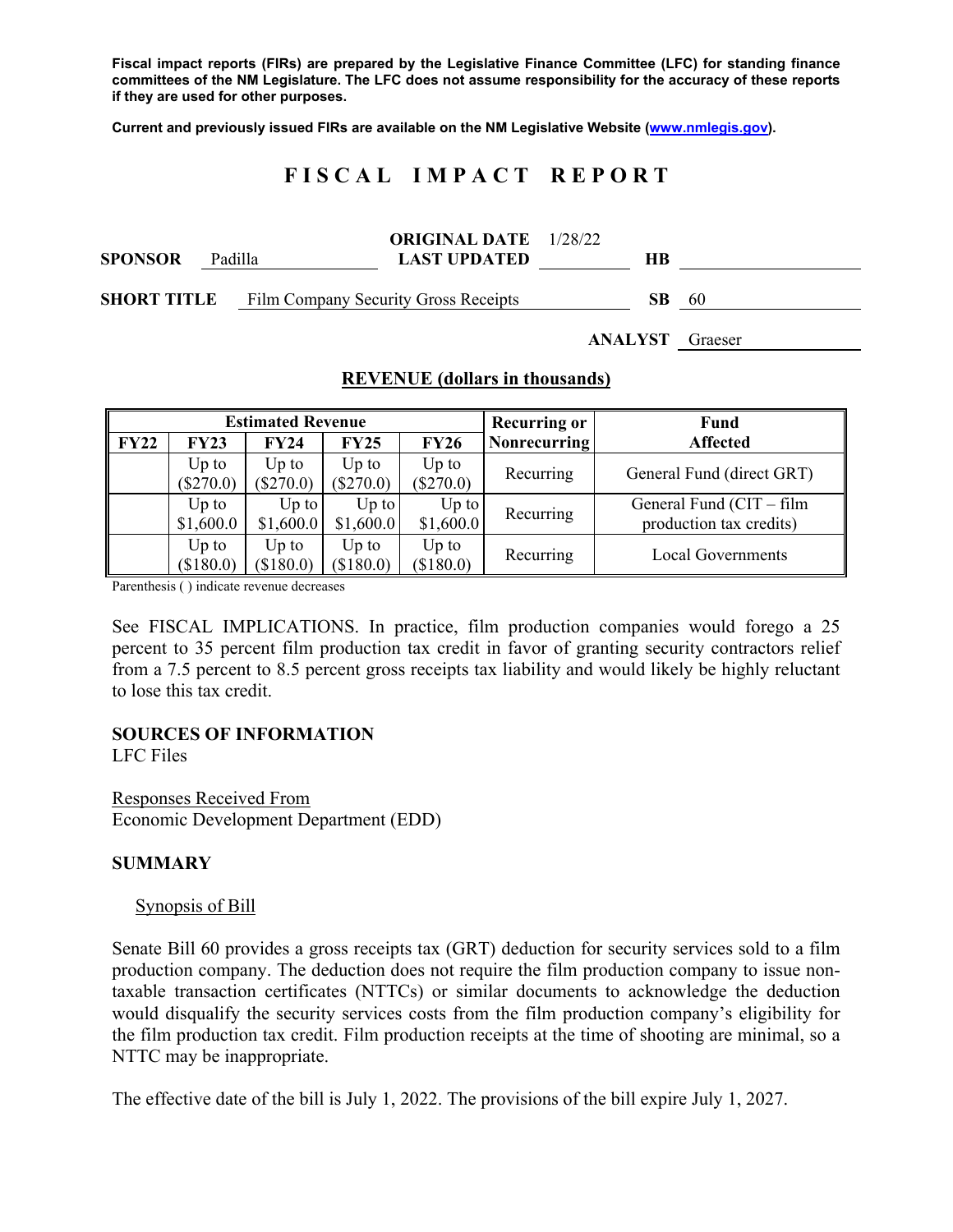**Fiscal impact reports (FIRs) are prepared by the Legislative Finance Committee (LFC) for standing finance committees of the NM Legislature. The LFC does not assume responsibility for the accuracy of these reports if they are used for other purposes.**

**Current and previously issued FIRs are available on the NM Legislative Website (www.nmlegis.gov).**

# F I S C A L   I M P A C T   R E P O R T

**SPONSOR** Padilla  **ORIGINAL DATE** 1/28/22  **LAST UPDATED**  **HB**

**SHORT TITLE** Film Company Security Gross Receipts  **SB** 60

**ANALYST** Graeser

## REVENUE (dollars in thousands)

| Estimated Revenue | | | | | Recurring or Nonrecurring | Fund Affected |
|---|---|---|---|---|---|---|
| FY22 | FY23 | FY24 | FY25 | FY26 | | |
| | Up to ($270.0) | Up to ($270.0) | Up to ($270.0) | Up to ($270.0) | Recurring | General Fund (direct GRT) |
| | Up to $1,600.0 | Up to $1,600.0 | Up to $1,600.0 | Up to $1,600.0 | Recurring | General Fund (CIT – film production tax credits) |
| | Up to ($180.0) | Up to ($180.0) | Up to ($180.0) | Up to ($180.0) | Recurring | Local Governments |

Parenthesis ( ) indicate revenue decreases

See FISCAL IMPLICATIONS. In practice, film production companies would forego a 25 percent to 35 percent film production tax credit in favor of granting security contractors relief from a 7.5 percent to 8.5 percent gross receipts tax liability and would likely be highly reluctant to lose this tax credit.

### SOURCES OF INFORMATION

LFC Files

Responses Received From
Economic Development Department (EDD)

### SUMMARY

Synopsis of Bill

Senate Bill 60 provides a gross receipts tax (GRT) deduction for security services sold to a film production company. The deduction does not require the film production company to issue non-taxable transaction certificates (NTTCs) or similar documents to acknowledge the deduction would disqualify the security services costs from the film production company's eligibility for the film production tax credit. Film production receipts at the time of shooting are minimal, so a NTTC may be inappropriate.

The effective date of the bill is July 1, 2022. The provisions of the bill expire July 1, 2027.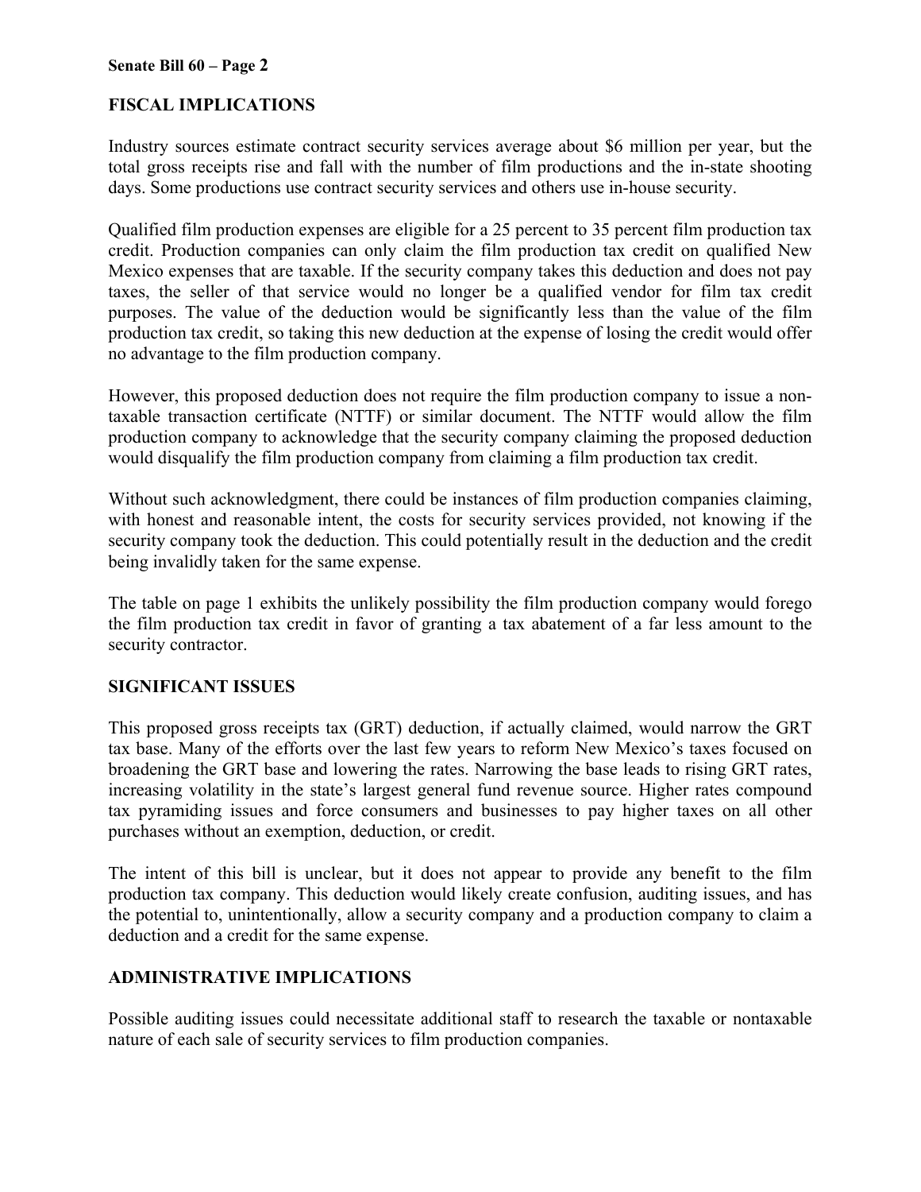## FISCAL IMPLICATIONS

Industry sources estimate contract security services average about $6 million per year, but the total gross receipts rise and fall with the number of film productions and the in-state shooting days. Some productions use contract security services and others use in-house security.

Qualified film production expenses are eligible for a 25 percent to 35 percent film production tax credit. Production companies can only claim the film production tax credit on qualified New Mexico expenses that are taxable. If the security company takes this deduction and does not pay taxes, the seller of that service would no longer be a qualified vendor for film tax credit purposes. The value of the deduction would be significantly less than the value of the film production tax credit, so taking this new deduction at the expense of losing the credit would offer no advantage to the film production company.

However, this proposed deduction does not require the film production company to issue a non-taxable transaction certificate (NTTF) or similar document. The NTTF would allow the film production company to acknowledge that the security company claiming the proposed deduction would disqualify the film production company from claiming a film production tax credit.

Without such acknowledgment, there could be instances of film production companies claiming, with honest and reasonable intent, the costs for security services provided, not knowing if the security company took the deduction. This could potentially result in the deduction and the credit being invalidly taken for the same expense.

The table on page 1 exhibits the unlikely possibility the film production company would forego the film production tax credit in favor of granting a tax abatement of a far less amount to the security contractor.

## SIGNIFICANT ISSUES

This proposed gross receipts tax (GRT) deduction, if actually claimed, would narrow the GRT tax base. Many of the efforts over the last few years to reform New Mexico's taxes focused on broadening the GRT base and lowering the rates. Narrowing the base leads to rising GRT rates, increasing volatility in the state's largest general fund revenue source. Higher rates compound tax pyramiding issues and force consumers and businesses to pay higher taxes on all other purchases without an exemption, deduction, or credit.

The intent of this bill is unclear, but it does not appear to provide any benefit to the film production tax company. This deduction would likely create confusion, auditing issues, and has the potential to, unintentionally, allow a security company and a production company to claim a deduction and a credit for the same expense.

## ADMINISTRATIVE IMPLICATIONS

Possible auditing issues could necessitate additional staff to research the taxable or nontaxable nature of each sale of security services to film production companies.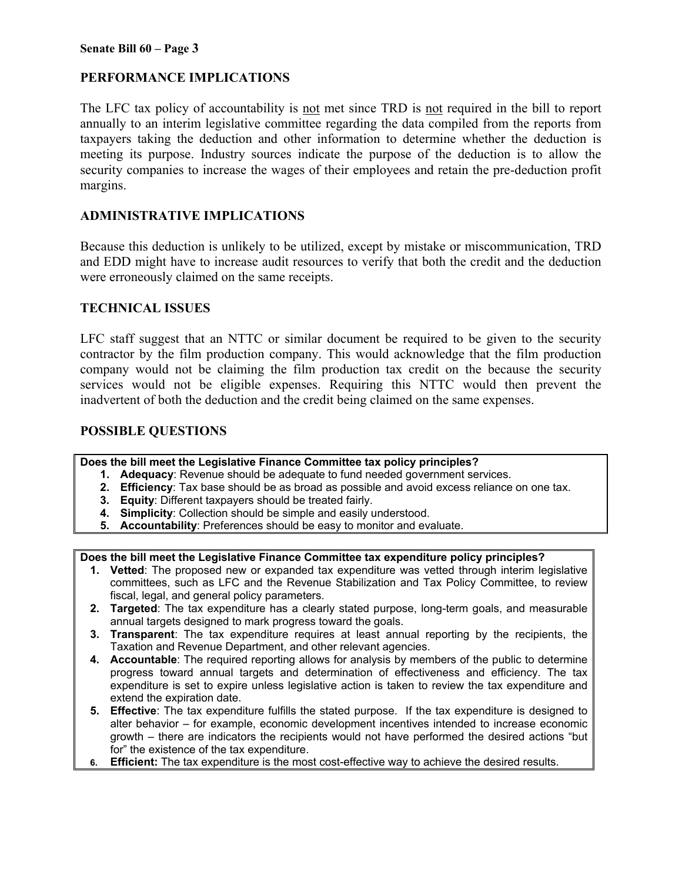## PERFORMANCE IMPLICATIONS

The LFC tax policy of accountability is not met since TRD is not required in the bill to report annually to an interim legislative committee regarding the data compiled from the reports from taxpayers taking the deduction and other information to determine whether the deduction is meeting its purpose. Industry sources indicate the purpose of the deduction is to allow the security companies to increase the wages of their employees and retain the pre-deduction profit margins.

## ADMINISTRATIVE IMPLICATIONS

Because this deduction is unlikely to be utilized, except by mistake or miscommunication, TRD and EDD might have to increase audit resources to verify that both the credit and the deduction were erroneously claimed on the same receipts.

## TECHNICAL ISSUES

LFC staff suggest that an NTTC or similar document be required to be given to the security contractor by the film production company. This would acknowledge that the film production company would not be claiming the film production tax credit on the because the security services would not be eligible expenses. Requiring this NTTC would then prevent the inadvertent of both the deduction and the credit being claimed on the same expenses.

## POSSIBLE QUESTIONS

**Does the bill meet the Legislative Finance Committee tax policy principles?**

1. **Adequacy**: Revenue should be adequate to fund needed government services.
2. **Efficiency**: Tax base should be as broad as possible and avoid excess reliance on one tax.
3. **Equity**: Different taxpayers should be treated fairly.
4. **Simplicity**: Collection should be simple and easily understood.
5. **Accountability**: Preferences should be easy to monitor and evaluate.

**Does the bill meet the Legislative Finance Committee tax expenditure policy principles?**

1. **Vetted**: The proposed new or expanded tax expenditure was vetted through interim legislative committees, such as LFC and the Revenue Stabilization and Tax Policy Committee, to review fiscal, legal, and general policy parameters.
2. **Targeted**: The tax expenditure has a clearly stated purpose, long-term goals, and measurable annual targets designed to mark progress toward the goals.
3. **Transparent**: The tax expenditure requires at least annual reporting by the recipients, the Taxation and Revenue Department, and other relevant agencies.
4. **Accountable**: The required reporting allows for analysis by members of the public to determine progress toward annual targets and determination of effectiveness and efficiency. The tax expenditure is set to expire unless legislative action is taken to review the tax expenditure and extend the expiration date.
5. **Effective**: The tax expenditure fulfills the stated purpose. If the tax expenditure is designed to alter behavior – for example, economic development incentives intended to increase economic growth – there are indicators the recipients would not have performed the desired actions "but for" the existence of the tax expenditure.
6. **Efficient:** The tax expenditure is the most cost-effective way to achieve the desired results.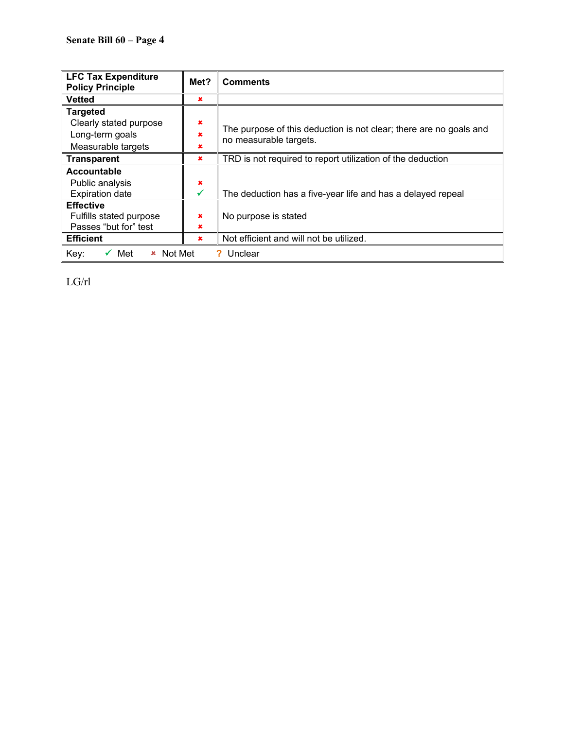| LFC Tax Expenditure Policy Principle | Met? | Comments |
|---|---|---|
| **Vetted** | ✗ | |
| **Targeted** | | The purpose of this deduction is not clear; there are no goals and no measurable targets. |
| Clearly stated purpose | ✗ | |
| Long-term goals | ✗ | |
| Measurable targets | ✗ | |
| **Transparent** | ✗ | TRD is not required to report utilization of the deduction |
| **Accountable** | | |
| Public analysis | ✗ | |
| Expiration date | ✓ | The deduction has a five-year life and has a delayed repeal |
| **Effective** | | |
| Fulfills stated purpose | ✗ | No purpose is stated |
| Passes "but for" test | ✗ | |
| **Efficient** | ✗ | Not efficient and will not be utilized. |

Key: ✓ Met ✗ Not Met ? Unclear

LG/rl